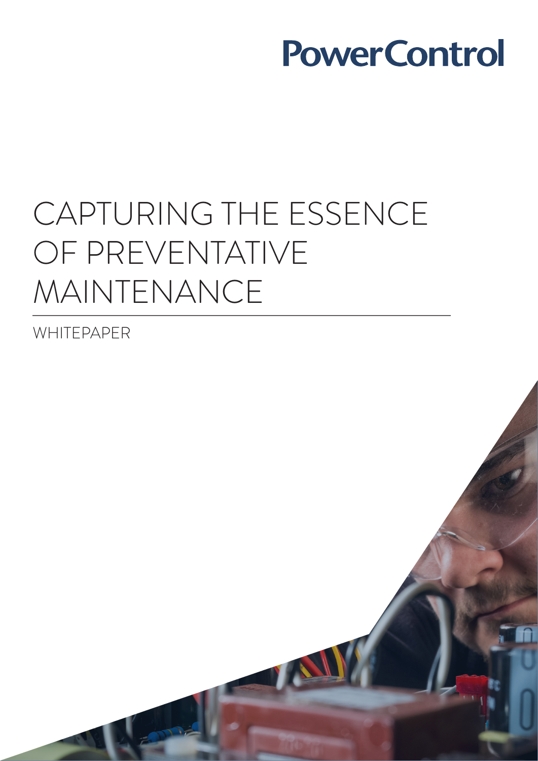PowerControl

# CAPTURING THE ESSENCE OF PREVENTATIVE MAINTENANCE

WHITEPAPER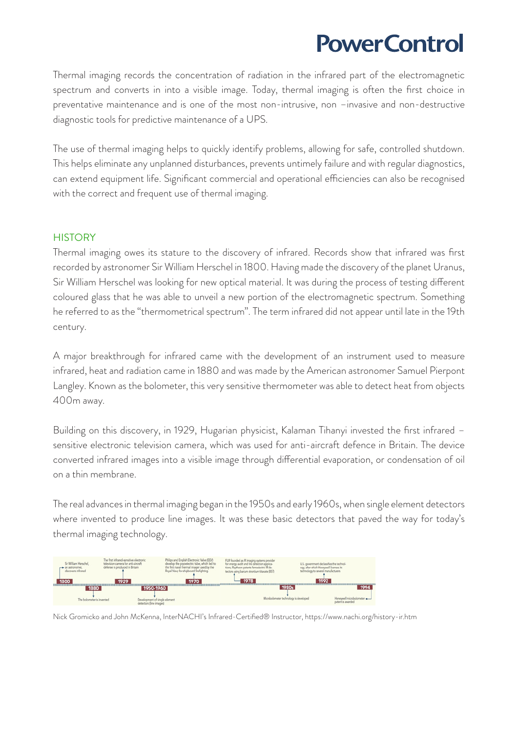Thermal imaging records the concentration of radiation in the infrared part of the electromagnetic spectrum and converts in into a visible image. Today, thermal imaging is often the first choice in preventative maintenance and is one of the most non-intrusive, non –invasive and non-destructive diagnostic tools for predictive maintenance of a UPS.

The use of thermal imaging helps to quickly identify problems, allowing for safe, controlled shutdown. This helps eliminate any unplanned disturbances, prevents untimely failure and with regular diagnostics, can extend equipment life. Significant commercial and operational efficiencies can also be recognised with the correct and frequent use of thermal imaging.

## HISTORY

Thermal imaging owes its stature to the discovery of infrared. Records show that infrared was first recorded by astronomer Sir William Herschel in 1800. Having made the discovery of the planet Uranus, Sir William Herschel was looking for new optical material. It was during the process of testing different coloured glass that he was able to unveil a new portion of the electromagnetic spectrum. Something he referred to as the "thermometrical spectrum". The term infrared did not appear until late in the 19th century.

A major breakthrough for infrared came with the development of an instrument used to measure infrared, heat and radiation came in 1880 and was made by the American astronomer Samuel Pierpont Langley. Known as the bolometer, this very sensitive thermometer was able to detect heat from objects 400m away.

Building on this discovery, in 1929, Hugarian physicist, Kalaman Tihanyi invested the first infrared – sensitive electronic television camera, which was used for anti-aircraft defence in Britain. The device converted infrared images into a visible image through differential evaporation, or condensation of oil on a thin membrane.

The real advances in thermal imaging began in the 1950s and early 1960s, when single element detectors where invented to produce line images. It was these basic detectors that paved the way for today's thermal imaging technology.

1800
Sir William Herschel, an astronomer, discovers infrared

1880
The bolometer is invented

1929
The first infrared-sensitive electronic television camera for anti-aircraft defense is produced in Britain

1950-1960
Development of single element detectors (line images)

1970
Philips and English Electronic Valve (EEV) develop the pyroelectric tube, which led to the first naval thermal imager used by the Royal Navy for shipboard firefighting

1978
FLIR founded as IR imaging systems provider for energy audit and fire detection applications; Raytheon patents ferroelectric IR detectors using barium strontium titanate (BST)

1980s
Microbolometer technology is developed

1992
U.S. government declassifies the technology, after which Honeywell licenses its technology to several manufacturers

1994
Honeywell microbolometer patent is awarded

Nick Gromicko and John McKenna, InterNACHI's Infrared-Certified® Instructor, https://www.nachi.org/history-ir.htm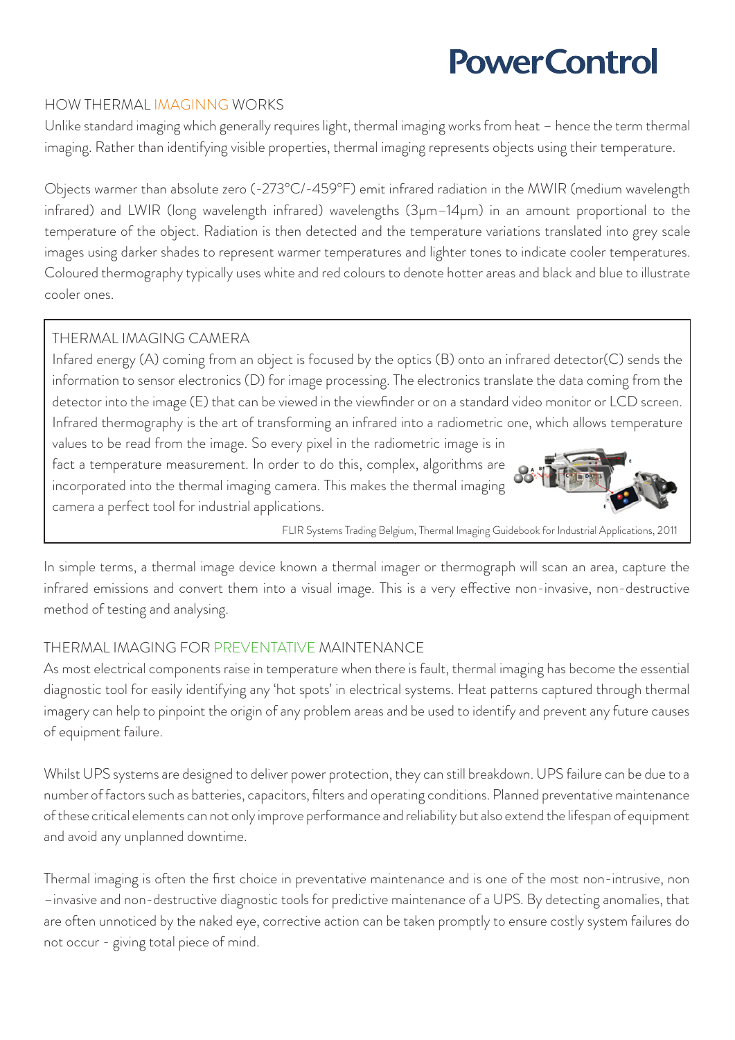# PowerControl

## HOW THERMAL IMAGINNG WORKS

Unlike standard imaging which generally requires light, thermal imaging works from heat – hence the term thermal imaging. Rather than identifying visible properties, thermal imaging represents objects using their temperature.

Objects warmer than absolute zero (-273°C/-459°F) emit infrared radiation in the MWIR (medium wavelength infrared) and LWIR (long wavelength infrared) wavelengths (3μm–14μm) in an amount proportional to the temperature of the object. Radiation is then detected and the temperature variations translated into grey scale images using darker shades to represent warmer temperatures and lighter tones to indicate cooler temperatures. Coloured thermography typically uses white and red colours to denote hotter areas and black and blue to illustrate cooler ones.

### THERMAL IMAGING CAMERA

Infared energy (A) coming from an object is focused by the optics (B) onto an infrared detector(C) sends the information to sensor electronics (D) for image processing. The electronics translate the data coming from the detector into the image (E) that can be viewed in the viewfinder or on a standard video monitor or LCD screen. Infrared thermography is the art of transforming an infrared into a radiometric one, which allows temperature values to be read from the image. So every pixel in the radiometric image is in fact a temperature measurement. In order to do this, complex, algorithms are incorporated into the thermal imaging camera. This makes the thermal imaging camera a perfect tool for industrial applications.

FLIR Systems Trading Belgium, Thermal Imaging Guidebook for Industrial Applications, 2011

In simple terms, a thermal image device known a thermal imager or thermograph will scan an area, capture the infrared emissions and convert them into a visual image. This is a very effective non-invasive, non-destructive method of testing and analysing.

## THERMAL IMAGING FOR PREVENTATIVE MAINTENANCE

As most electrical components raise in temperature when there is fault, thermal imaging has become the essential diagnostic tool for easily identifying any 'hot spots' in electrical systems. Heat patterns captured through thermal imagery can help to pinpoint the origin of any problem areas and be used to identify and prevent any future causes of equipment failure.

Whilst UPS systems are designed to deliver power protection, they can still breakdown. UPS failure can be due to a number of factors such as batteries, capacitors, filters and operating conditions. Planned preventative maintenance of these critical elements can not only improve performance and reliability but also extend the lifespan of equipment and avoid any unplanned downtime.

Thermal imaging is often the first choice in preventative maintenance and is one of the most non-intrusive, non –invasive and non-destructive diagnostic tools for predictive maintenance of a UPS. By detecting anomalies, that are often unnoticed by the naked eye, corrective action can be taken promptly to ensure costly system failures do not occur - giving total piece of mind.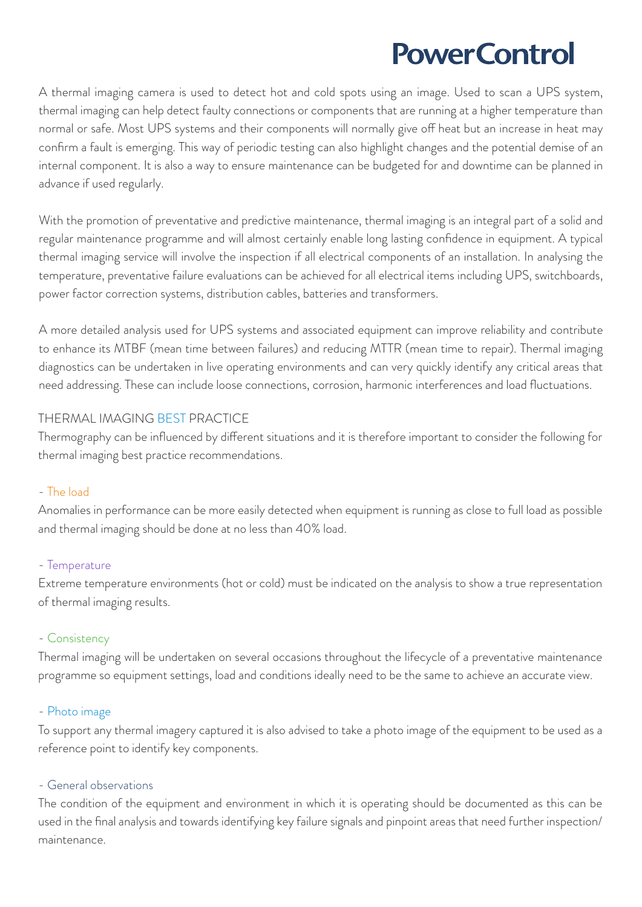A thermal imaging camera is used to detect hot and cold spots using an image. Used to scan a UPS system, thermal imaging can help detect faulty connections or components that are running at a higher temperature than normal or safe. Most UPS systems and their components will normally give off heat but an increase in heat may confirm a fault is emerging. This way of periodic testing can also highlight changes and the potential demise of an internal component. It is also a way to ensure maintenance can be budgeted for and downtime can be planned in advance if used regularly.

With the promotion of preventative and predictive maintenance, thermal imaging is an integral part of a solid and regular maintenance programme and will almost certainly enable long lasting confidence in equipment. A typical thermal imaging service will involve the inspection if all electrical components of an installation. In analysing the temperature, preventative failure evaluations can be achieved for all electrical items including UPS, switchboards, power factor correction systems, distribution cables, batteries and transformers.

A more detailed analysis used for UPS systems and associated equipment can improve reliability and contribute to enhance its MTBF (mean time between failures) and reducing MTTR (mean time to repair). Thermal imaging diagnostics can be undertaken in live operating environments and can very quickly identify any critical areas that need addressing. These can include loose connections, corrosion, harmonic interferences and load fluctuations.

## THERMAL IMAGING BEST PRACTICE

Thermography can be influenced by different situations and it is therefore important to consider the following for thermal imaging best practice recommendations.

### - The load

Anomalies in performance can be more easily detected when equipment is running as close to full load as possible and thermal imaging should be done at no less than 40% load.

### - Temperature

Extreme temperature environments (hot or cold) must be indicated on the analysis to show a true representation of thermal imaging results.

### - Consistency

Thermal imaging will be undertaken on several occasions throughout the lifecycle of a preventative maintenance programme so equipment settings, load and conditions ideally need to be the same to achieve an accurate view.

### - Photo image

To support any thermal imagery captured it is also advised to take a photo image of the equipment to be used as a reference point to identify key components.

### - General observations

The condition of the equipment and environment in which it is operating should be documented as this can be used in the final analysis and towards identifying key failure signals and pinpoint areas that need further inspection/ maintenance.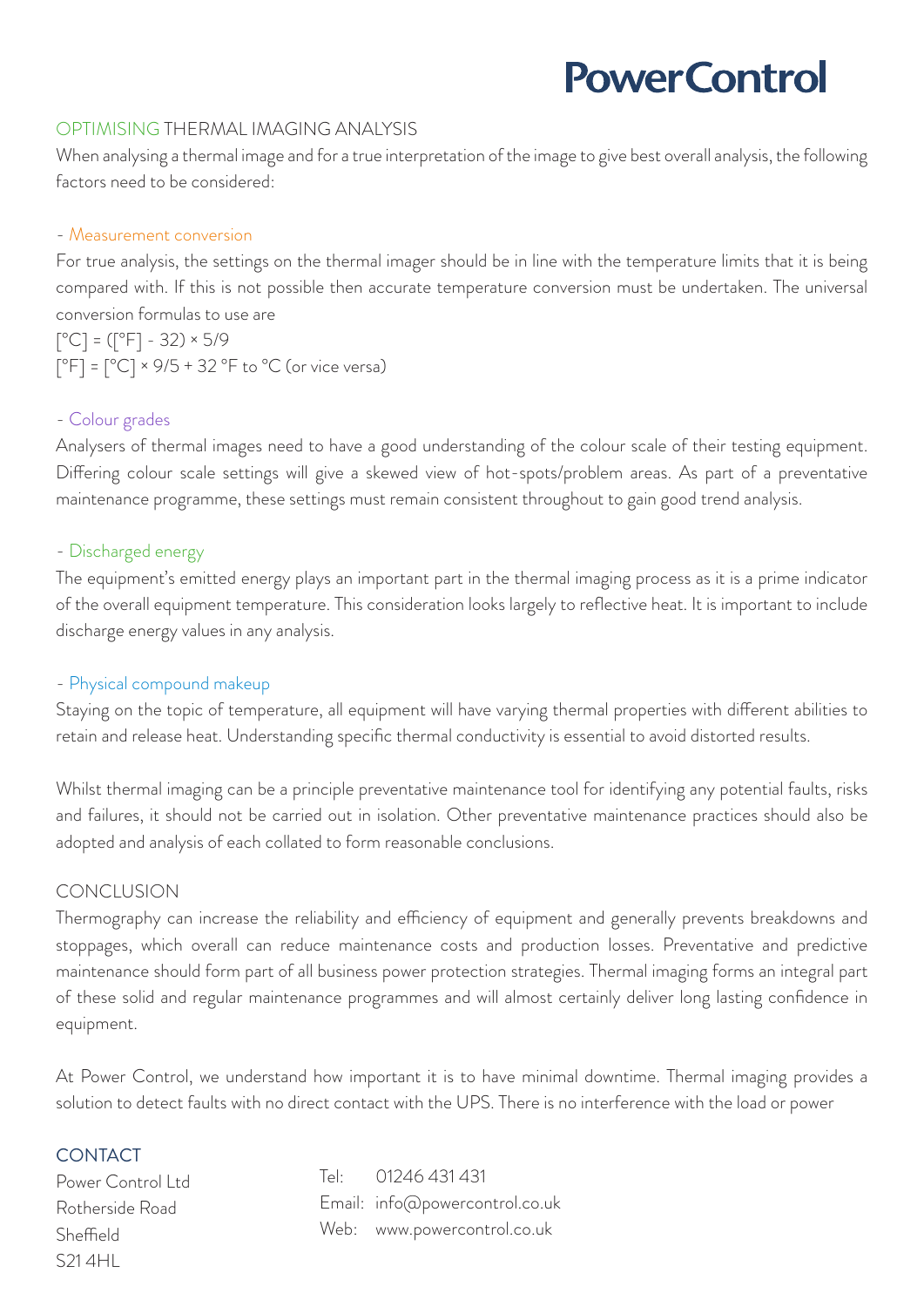# PowerControl

## OPTIMISING THERMAL IMAGING ANALYSIS

When analysing a thermal image and for a true interpretation of the image to give best overall analysis, the following factors need to be considered:

### - Measurement conversion

For true analysis, the settings on the thermal imager should be in line with the temperature limits that it is being compared with. If this is not possible then accurate temperature conversion must be undertaken. The universal conversion formulas to use are

$[°C] = ([°F] - 32) \times 5/9$

$[°F] = [°C] \times 9/5 + 32$ °F to °C (or vice versa)

### - Colour grades

Analysers of thermal images need to have a good understanding of the colour scale of their testing equipment. Differing colour scale settings will give a skewed view of hot-spots/problem areas. As part of a preventative maintenance programme, these settings must remain consistent throughout to gain good trend analysis.

### - Discharged energy

The equipment's emitted energy plays an important part in the thermal imaging process as it is a prime indicator of the overall equipment temperature. This consideration looks largely to reflective heat. It is important to include discharge energy values in any analysis.

### - Physical compound makeup

Staying on the topic of temperature, all equipment will have varying thermal properties with different abilities to retain and release heat. Understanding specific thermal conductivity is essential to avoid distorted results.

Whilst thermal imaging can be a principle preventative maintenance tool for identifying any potential faults, risks and failures, it should not be carried out in isolation. Other preventative maintenance practices should also be adopted and analysis of each collated to form reasonable conclusions.

## CONCLUSION

Thermography can increase the reliability and efficiency of equipment and generally prevents breakdowns and stoppages, which overall can reduce maintenance costs and production losses. Preventative and predictive maintenance should form part of all business power protection strategies. Thermal imaging forms an integral part of these solid and regular maintenance programmes and will almost certainly deliver long lasting confidence in equipment.

At Power Control, we understand how important it is to have minimal downtime. Thermal imaging provides a solution to detect faults with no direct contact with the UPS. There is no interference with the load or power

## CONTACT

Power Control Ltd
Rotherside Road
Sheffield
S21 4HL

Tel: 01246 431 431
Email: info@powercontrol.co.uk
Web: www.powercontrol.co.uk